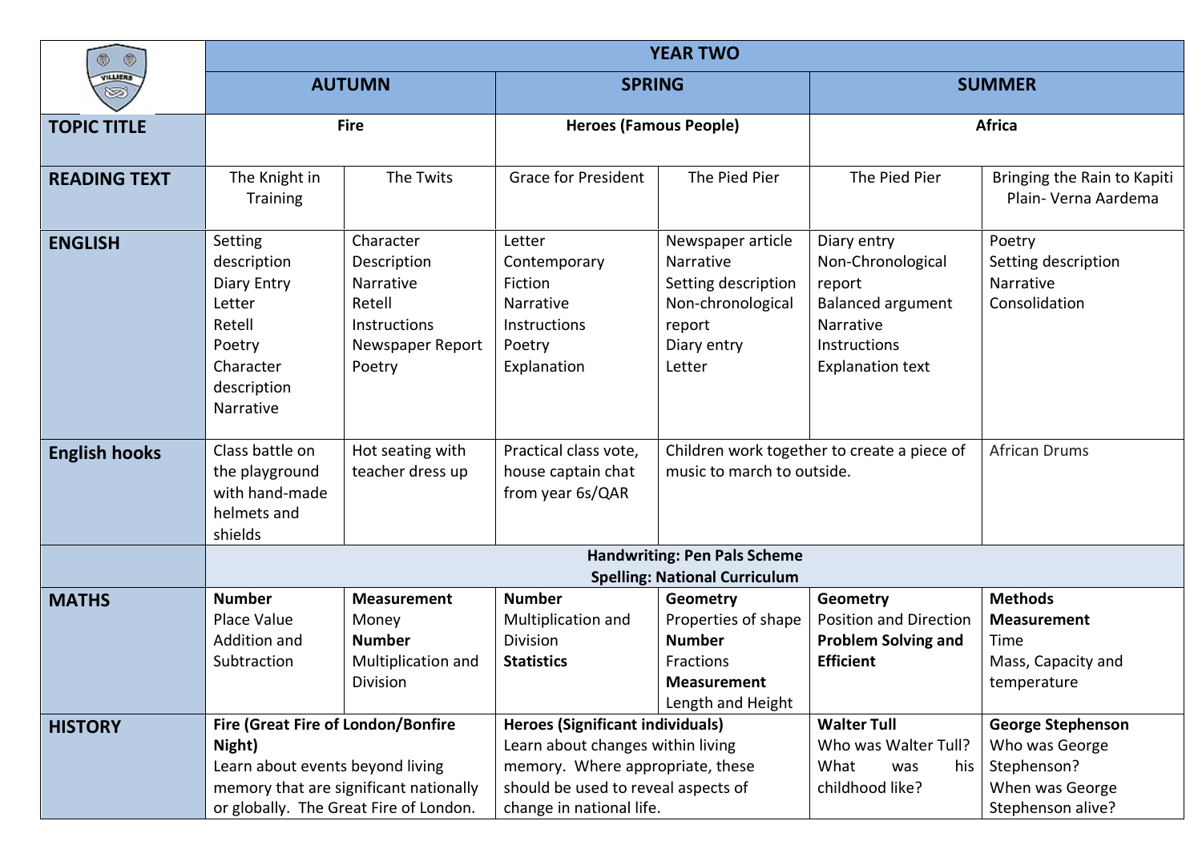| | YEAR TWO | | | | | |
|---|---|---|---|---|---|---|
| | **AUTUMN** | | **SPRING** | | **SUMMER** | |
| **TOPIC TITLE** | **Fire** | | **Heroes (Famous People)** | | **Africa** | |
| **READING TEXT** | The Knight in Training | The Twits | Grace for President | The Pied Piper | The Pied Piper | Bringing the Rain to Kapiti Plain- Verna Aardema |
| **ENGLISH** | Setting description<br>Diary Entry<br>Letter<br>Retell<br>Poetry<br>Character description<br>Narrative | Character Description<br>Narrative<br>Retell<br>Instructions<br>Newspaper Report<br>Poetry | Letter<br>Contemporary Fiction<br>Narrative<br>Instructions<br>Poetry<br>Explanation | Newspaper article<br>Narrative<br>Setting description<br>Non-chronological report<br>Diary entry<br>Letter | Diary entry<br>Non-Chronological report<br>Balanced argument<br>Narrative<br>Instructions<br>Explanation text | Poetry<br>Setting description<br>Narrative<br>Consolidation |
| **English hooks** | Class battle on the playground with hand-made helmets and shields | Hot seating with teacher dress up | Practical class vote, house captain chat from year 6s/QAR | Children work together to create a piece of music to march to outside. | | African Drums |
| | **Handwriting: Pen Pals Scheme**<br>**Spelling: National Curriculum** | | | | | |
| **MATHS** | **Number**<br>Place Value<br>Addition and Subtraction | **Measurement**<br>Money<br>**Number**<br>Multiplication and Division | **Number**<br>Multiplication and Division<br>**Statistics** | **Geometry**<br>Properties of shape<br>**Number**<br>Fractions<br>**Measurement**<br>Length and Height | **Geometry**<br>Position and Direction<br>**Problem Solving and Efficient** | **Methods**<br>**Measurement**<br>Time<br>Mass, Capacity and temperature |
| **HISTORY** | **Fire (Great Fire of London/Bonfire Night)**<br>Learn about events beyond living memory that are significant nationally or globally. The Great Fire of London. | | **Heroes (Significant individuals)**<br>Learn about changes within living memory. Where appropriate, these should be used to reveal aspects of change in national life. | | **Walter Tull**<br>Who was Walter Tull? What was his childhood like? | **George Stephenson**<br>Who was George Stephenson?<br>When was George Stephenson alive? |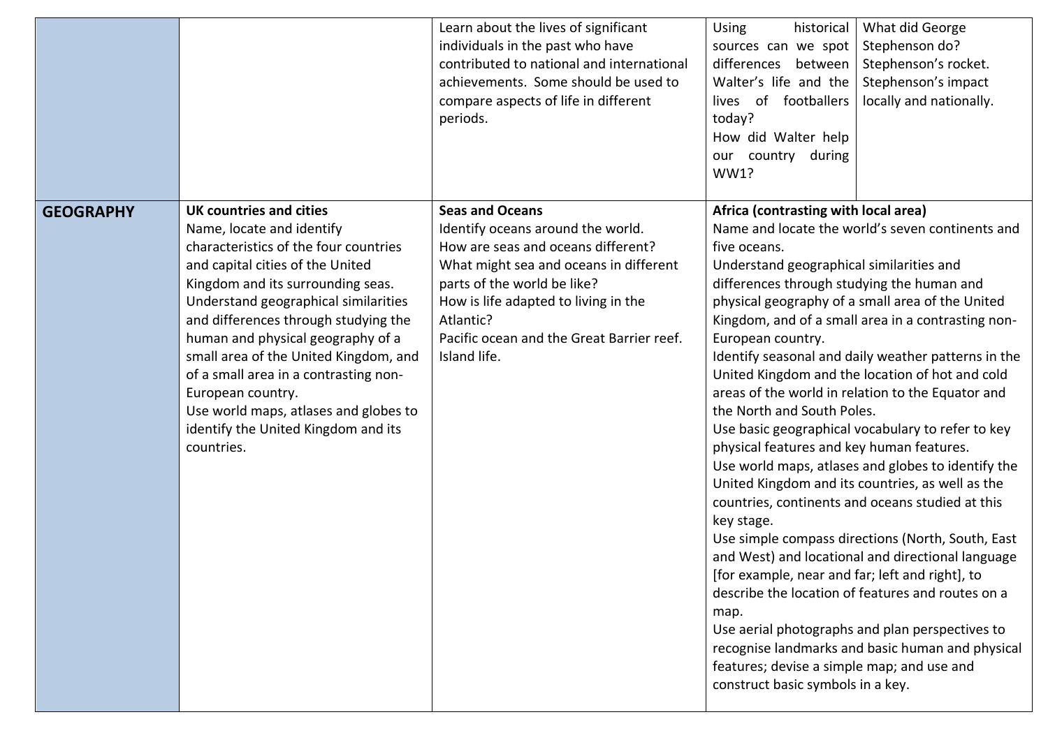| | | | | |
|---|---|---|---|---|
| | | Learn about the lives of significant individuals in the past who have contributed to national and international achievements. Some should be used to compare aspects of life in different periods. | Using historical sources can we spot differences between Walter's life and the lives of footballers today?<br>How did Walter help our country during WW1? | What did George Stephenson do?<br>Stephenson's rocket.<br>Stephenson's impact locally and nationally. |
| **GEOGRAPHY** | **UK countries and cities**<br>Name, locate and identify characteristics of the four countries and capital cities of the United Kingdom and its surrounding seas.<br>Understand geographical similarities and differences through studying the human and physical geography of a small area of the United Kingdom, and of a small area in a contrasting non-European country.<br>Use world maps, atlases and globes to identify the United Kingdom and its countries. | **Seas and Oceans**<br>Identify oceans around the world.<br>How are seas and oceans different?<br>What might sea and oceans in different parts of the world be like?<br>How is life adapted to living in the Atlantic?<br>Pacific ocean and the Great Barrier reef.<br>Island life. | **Africa (contrasting with local area)**<br>Name and locate the world's seven continents and five oceans.<br>Understand geographical similarities and differences through studying the human and physical geography of a small area of the United Kingdom, and of a small area in a contrasting non-European country.<br>Identify seasonal and daily weather patterns in the United Kingdom and the location of hot and cold areas of the world in relation to the Equator and the North and South Poles.<br>Use basic geographical vocabulary to refer to key physical features and key human features.<br>Use world maps, atlases and globes to identify the United Kingdom and its countries, as well as the countries, continents and oceans studied at this key stage.<br>Use simple compass directions (North, South, East and West) and locational and directional language [for example, near and far; left and right], to describe the location of features and routes on a map.<br>Use aerial photographs and plan perspectives to recognise landmarks and basic human and physical features; devise a simple map; and use and construct basic symbols in a key. | |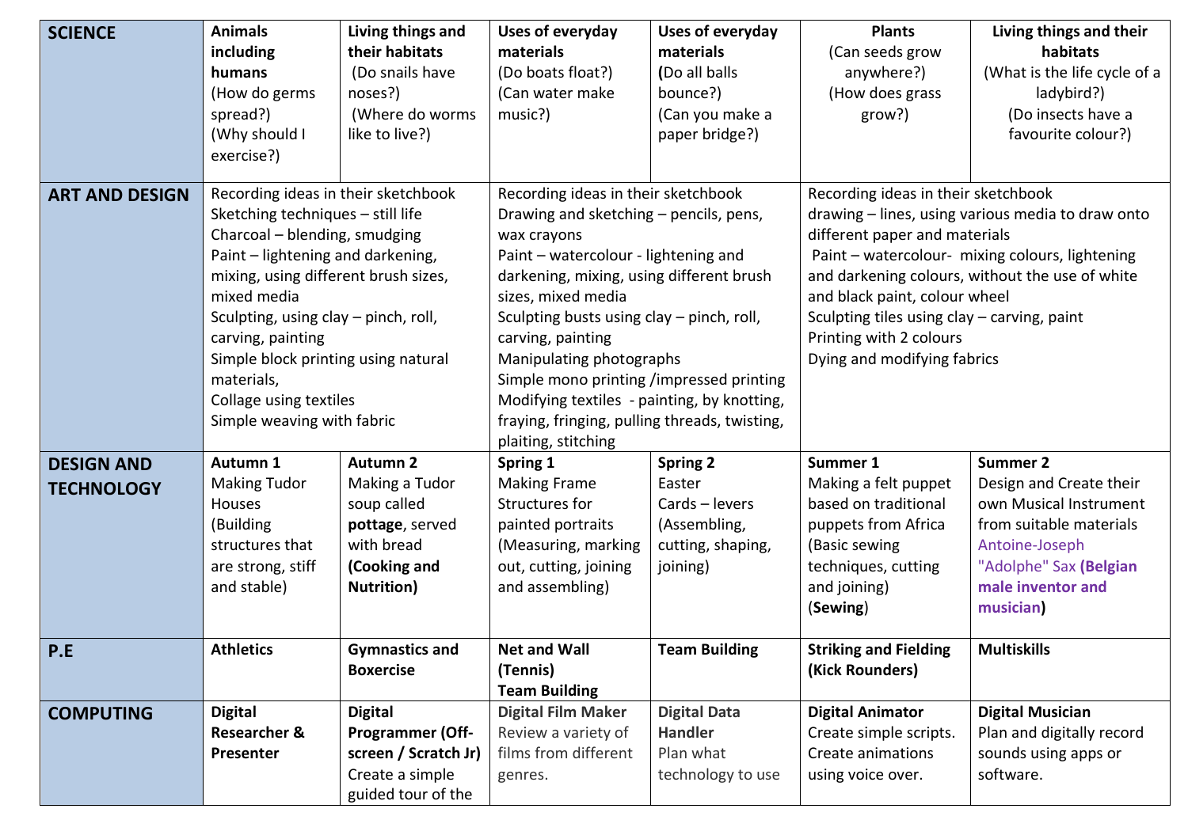| | | | | | | |
|---|---|---|---|---|---|---|
| **SCIENCE** | **Animals including humans** (How do germs spread?) (Why should I exercise?) | **Living things and their habitats** (Do snails have noses?) (Where do worms like to live?) | **Uses of everyday materials** (Do boats float?) (Can water make music?) | **Uses of everyday materials** **(**Do all balls bounce?) (Can you make a paper bridge?) | **Plants** (Can seeds grow anywhere?) (How does grass grow?) | **Living things and their habitats** (What is the life cycle of a ladybird?) (Do insects have a favourite colour?) |
| **ART AND DESIGN** | Recording ideas in their sketchbook<br>Sketching techniques – still life<br>Charcoal – blending, smudging<br>Paint – lightening and darkening, mixing, using different brush sizes, mixed media<br>Sculpting, using clay – pinch, roll, carving, painting<br>Simple block printing using natural materials,<br>Collage using textiles<br>Simple weaving with fabric | | Recording ideas in their sketchbook<br>Drawing and sketching – pencils, pens, wax crayons<br>Paint – watercolour - lightening and darkening, mixing, using different brush sizes, mixed media<br>Sculpting busts using clay – pinch, roll, carving, painting<br>Manipulating photographs<br>Simple mono printing /impressed printing<br>Modifying textiles - painting, by knotting, fraying, fringing, pulling threads, twisting, plaiting, stitching | | Recording ideas in their sketchbook<br>drawing – lines, using various media to draw onto different paper and materials<br>Paint – watercolour- mixing colours, lightening and darkening colours, without the use of white and black paint, colour wheel<br>Sculpting tiles using clay – carving, paint<br>Printing with 2 colours<br>Dying and modifying fabrics | |
| **DESIGN AND TECHNOLOGY** | **Autumn 1**<br>Making Tudor Houses (Building structures that are strong, stiff and stable) | **Autumn 2**<br>Making a Tudor soup called **pottage**, served with bread **(Cooking and Nutrition)** | **Spring 1**<br>Making Frame Structures for painted portraits (Measuring, marking out, cutting, joining and assembling) | **Spring 2**<br>Easter Cards – levers (Assembling, cutting, shaping, joining) | **Summer 1**<br>Making a felt puppet based on traditional puppets from Africa (Basic sewing techniques, cutting and joining) (**Sewing**) | **Summer 2**<br>Design and Create their own Musical Instrument from suitable materials Antoine-Joseph "Adolphe" Sax **(Belgian male inventor and musician)** |
| **P.E** | **Athletics** | **Gymnastics and Boxercise** | **Net and Wall (Tennis)**<br>**Team Building** | **Team Building** | **Striking and Fielding (Kick Rounders)** | **Multiskills** |
| **COMPUTING** | **Digital Researcher & Presenter** | **Digital Programmer (Off-screen / Scratch Jr)**<br>Create a simple guided tour of the | **Digital Film Maker**<br>Review a variety of films from different genres. | **Digital Data Handler**<br>Plan what technology to use | **Digital Animator**<br>Create simple scripts. Create animations using voice over. | **Digital Musician**<br>Plan and digitally record sounds using apps or software. |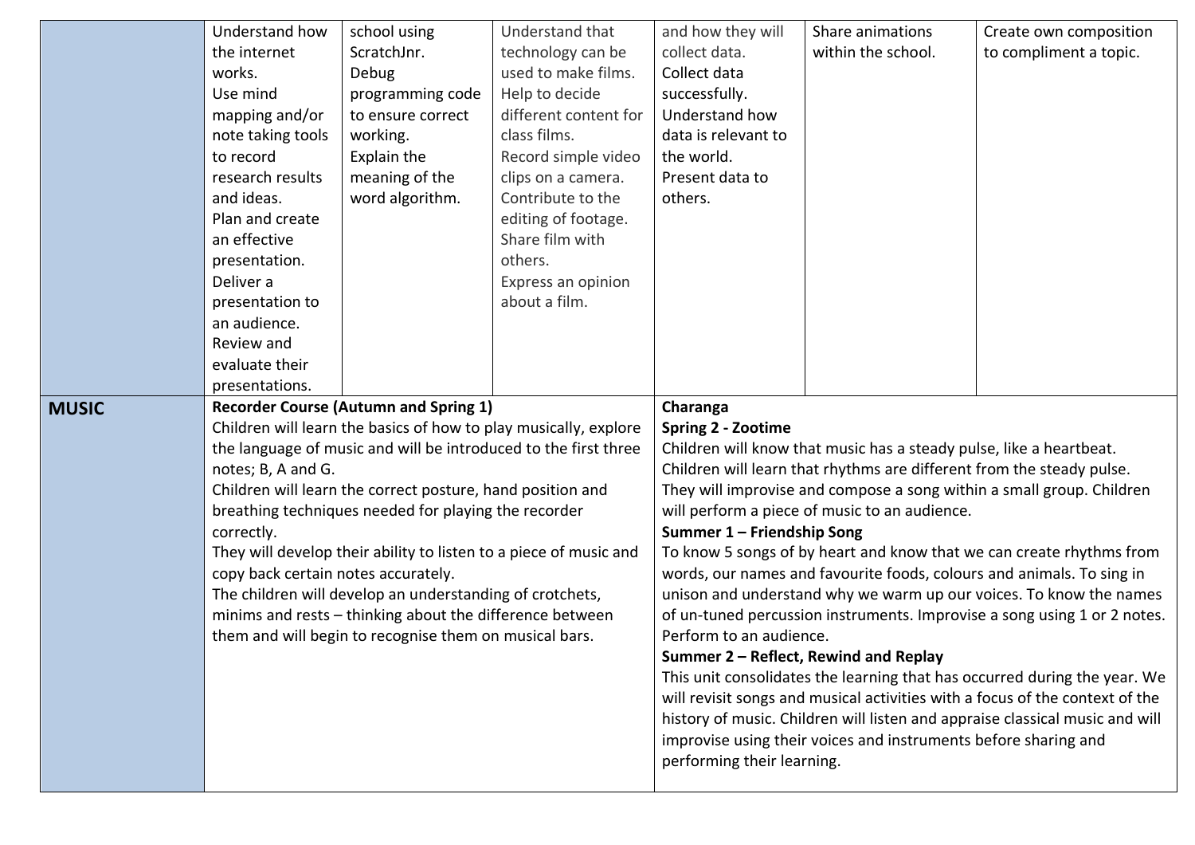| | | | | | | |
|---|---|---|---|---|---|---|
| | Understand how the internet works.<br>Use mind mapping and/or note taking tools to record research results and ideas.<br>Plan and create an effective presentation.<br>Deliver a presentation to an audience.<br>Review and evaluate their presentations. | school using ScratchJnr.<br>Debug programming code to ensure correct working.<br>Explain the meaning of the word algorithm. | Understand that technology can be used to make films.<br>Help to decide different content for class films.<br>Record simple video clips on a camera.<br>Contribute to the editing of footage.<br>Share film with others.<br>Express an opinion about a film. | and how they will collect data.<br>Collect data successfully.<br>Understand how data is relevant to the world.<br>Present data to others. | Share animations within the school. | Create own composition to compliment a topic. |
| **MUSIC** | **Recorder Course (Autumn and Spring 1)**<br>Children will learn the basics of how to play musically, explore the language of music and will be introduced to the first three notes; B, A and G.<br>Children will learn the correct posture, hand position and breathing techniques needed for playing the recorder correctly.<br>They will develop their ability to listen to a piece of music and copy back certain notes accurately.<br>The children will develop an understanding of crotchets, minims and rests – thinking about the difference between them and will begin to recognise them on musical bars. | | | **Charanga**<br>**Spring 2 - Zootime**<br>Children will know that music has a steady pulse, like a heartbeat. Children will learn that rhythms are different from the steady pulse. They will improvise and compose a song within a small group. Children will perform a piece of music to an audience.<br>**Summer 1 – Friendship Song**<br>To know 5 songs of by heart and know that we can create rhythms from words, our names and favourite foods, colours and animals. To sing in unison and understand why we warm up our voices. To know the names of un-tuned percussion instruments. Improvise a song using 1 or 2 notes. Perform to an audience.<br>**Summer 2 – Reflect, Rewind and Replay**<br>This unit consolidates the learning that has occurred during the year. We will revisit songs and musical activities with a focus of the context of the history of music. Children will listen and appraise classical music and will improvise using their voices and instruments before sharing and performing their learning. | | |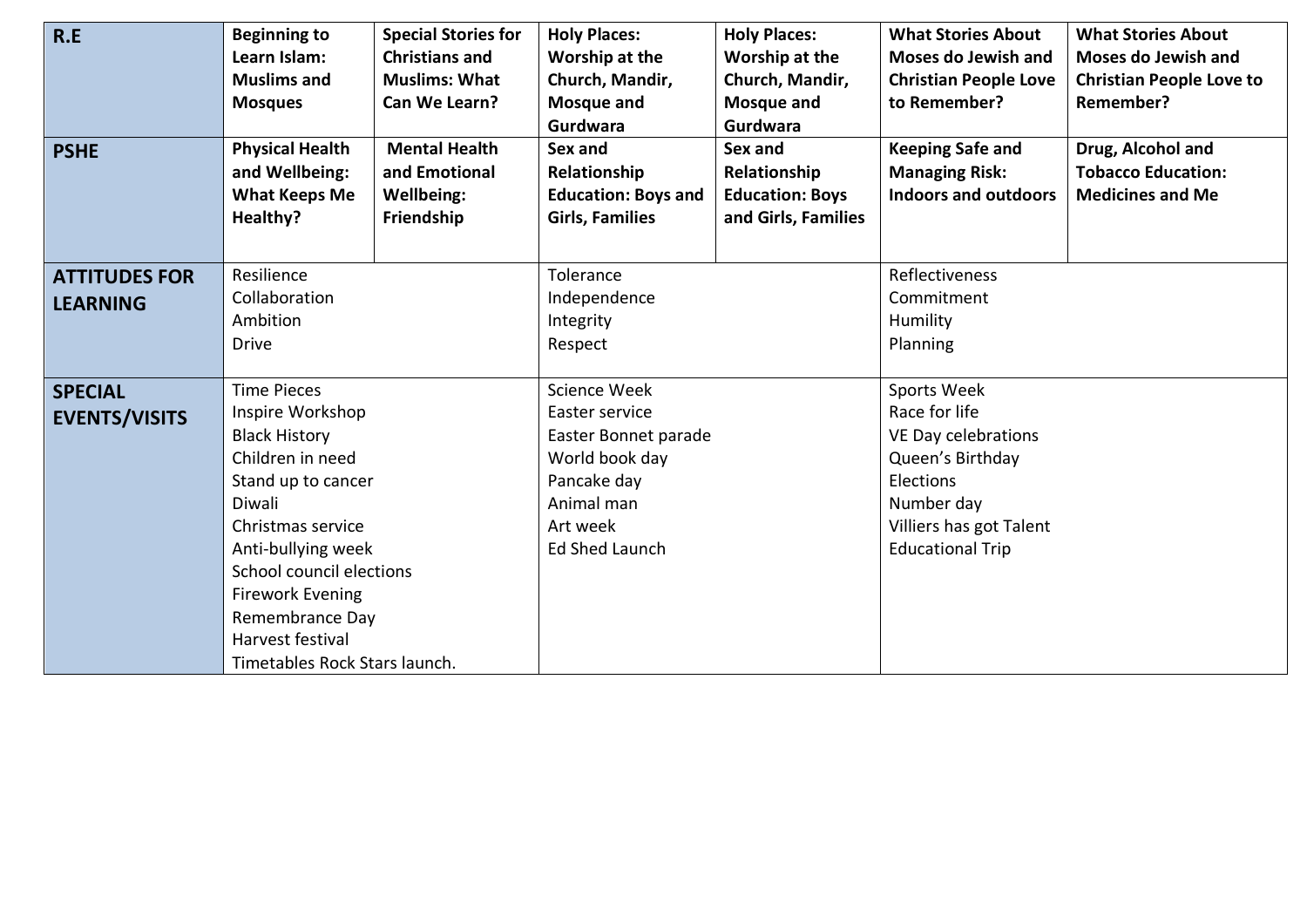| | | | | | | |
|---|---|---|---|---|---|---|
| **R.E** | **Beginning to Learn Islam: Muslims and Mosques** | **Special Stories for Christians and Muslims: What Can We Learn?** | **Holy Places: Worship at the Church, Mandir, Mosque and Gurdwara** | **Holy Places: Worship at the Church, Mandir, Mosque and Gurdwara** | **What Stories About Moses do Jewish and Christian People Love to Remember?** | **What Stories About Moses do Jewish and Christian People Love to Remember?** |
| **PSHE** | **Physical Health and Wellbeing: What Keeps Me Healthy?** | **Mental Health and Emotional Wellbeing: Friendship** | **Sex and Relationship Education: Boys and Girls, Families** | **Sex and Relationship Education: Boys and Girls, Families** | **Keeping Safe and Managing Risk: Indoors and outdoors** | **Drug, Alcohol and Tobacco Education: Medicines and Me** |
| **ATTITUDES FOR LEARNING** | Resilience<br>Collaboration<br>Ambition<br>Drive | | Tolerance<br>Independence<br>Integrity<br>Respect | | Reflectiveness<br>Commitment<br>Humility<br>Planning | |
| **SPECIAL EVENTS/VISITS** | Time Pieces<br>Inspire Workshop<br>Black History<br>Children in need<br>Stand up to cancer<br>Diwali<br>Christmas service<br>Anti-bullying week<br>School council elections<br>Firework Evening<br>Remembrance Day<br>Harvest festival<br>Timetables Rock Stars launch. | | Science Week<br>Easter service<br>Easter Bonnet parade<br>World book day<br>Pancake day<br>Animal man<br>Art week<br>Ed Shed Launch | | Sports Week<br>Race for life<br>VE Day celebrations<br>Queen's Birthday<br>Elections<br>Number day<br>Villiers has got Talent<br>Educational Trip | |